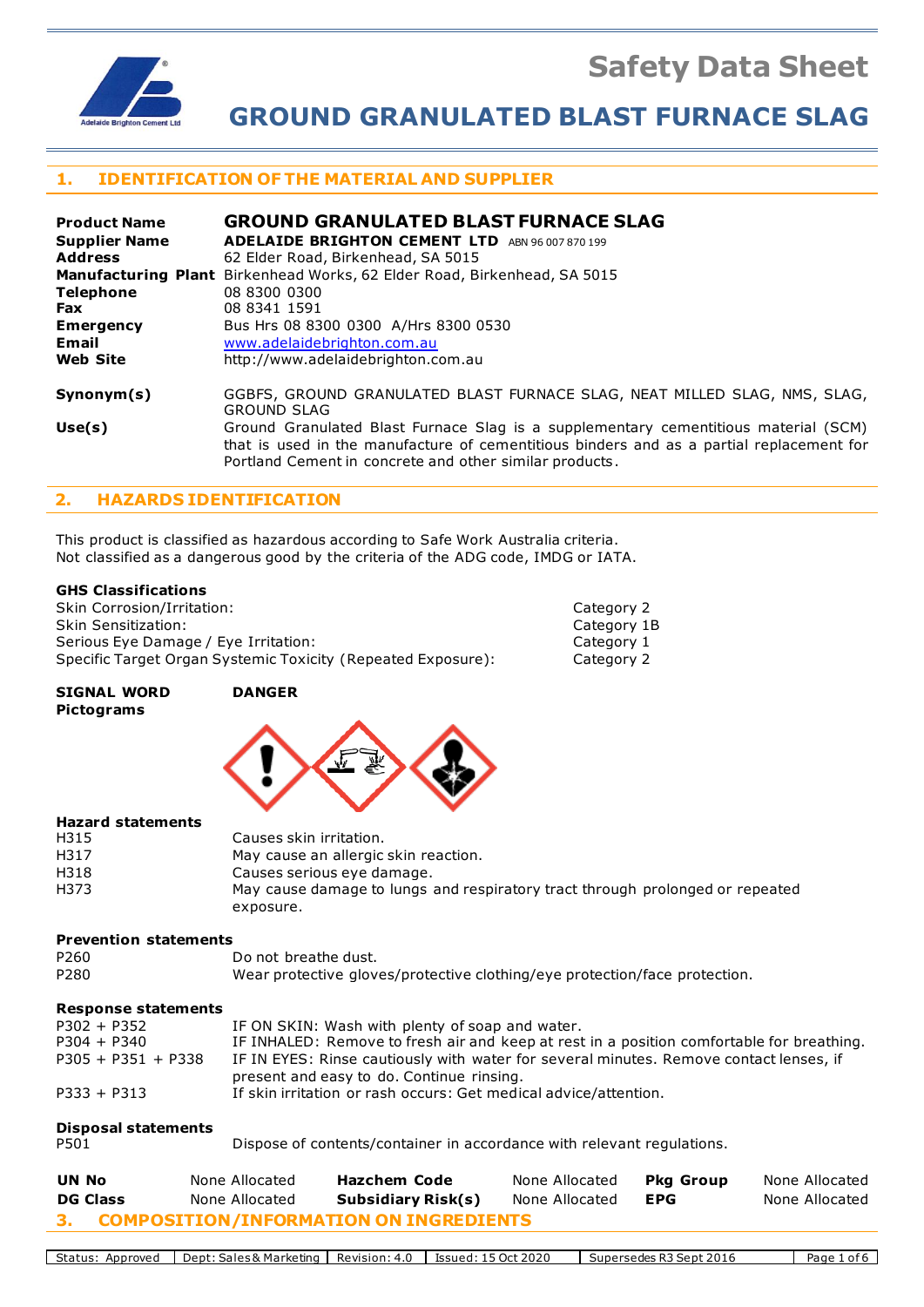# Safety Data Sheet

# GROUND GRANULATED BLAST FURNACE SLAG

## 1. IDENTIFICATION OF THE MATERIAL AND SUPPLIER

| | |
|---|---|
| **Product Name** | **GROUND GRANULATED BLAST FURNACE SLAG** |
| **Supplier Name** | **ADELAIDE BRIGHTON CEMENT LTD** ABN 96 007 870 199 |
| **Address** | 62 Elder Road, Birkenhead, SA 5015 |
| **Manufacturing Plant** | Birkenhead Works, 62 Elder Road, Birkenhead, SA 5015 |
| **Telephone** | 08 8300 0300 |
| **Fax** | 08 8341 1591 |
| **Emergency** | Bus Hrs 08 8300 0300 A/Hrs 8300 0530 |
| **Email** | www.adelaidebrighton.com.au |
| **Web Site** | http://www.adelaidebrighton.com.au |
| **Synonym(s)** | GGBFS, GROUND GRANULATED BLAST FURNACE SLAG, NEAT MILLED SLAG, NMS, SLAG, GROUND SLAG |
| **Use(s)** | Ground Granulated Blast Furnace Slag is a supplementary cementitious material (SCM) that is used in the manufacture of cementitious binders and as a partial replacement for Portland Cement in concrete and other similar products. |

## 2. HAZARDS IDENTIFICATION

This product is classified as hazardous according to Safe Work Australia criteria.
Not classified as a dangerous good by the criteria of the ADG code, IMDG or IATA.

**GHS Classifications**

| | |
|---|---|
| Skin Corrosion/Irritation: | Category 2 |
| Skin Sensitization: | Category 1B |
| Serious Eye Damage / Eye Irritation: | Category 1 |
| Specific Target Organ Systemic Toxicity (Repeated Exposure): | Category 2 |

**SIGNAL WORD** **DANGER**

**Pictograms**

**Hazard statements**

| | |
|---|---|
| H315 | Causes skin irritation. |
| H317 | May cause an allergic skin reaction. |
| H318 | Causes serious eye damage. |
| H373 | May cause damage to lungs and respiratory tract through prolonged or repeated exposure. |

**Prevention statements**

| | |
|---|---|
| P260 | Do not breathe dust. |
| P280 | Wear protective gloves/protective clothing/eye protection/face protection. |

**Response statements**

| | |
|---|---|
| P302 + P352 | IF ON SKIN: Wash with plenty of soap and water. |
| P304 + P340 | IF INHALED: Remove to fresh air and keep at rest in a position comfortable for breathing. |
| P305 + P351 + P338 | IF IN EYES: Rinse cautiously with water for several minutes. Remove contact lenses, if present and easy to do. Continue rinsing. |
| P333 + P313 | If skin irritation or rash occurs: Get medical advice/attention. |

**Disposal statements**

| | |
|---|---|
| P501 | Dispose of contents/container in accordance with relevant regulations. |

| **UN No** | None Allocated | **Hazchem Code** | None Allocated | **Pkg Group** | None Allocated |
|---|---|---|---|---|---|
| **DG Class** | None Allocated | **Subsidiary Risk(s)** | None Allocated | **EPG** | None Allocated |

## 3. COMPOSITION/INFORMATION ON INGREDIENTS

| Status: Approved | Dept: Sales & Marketing | Revision: 4.0 | Issued: 15 Oct 2020 | Supersedes R3 Sept 2016 |
|---|---|---|---|---|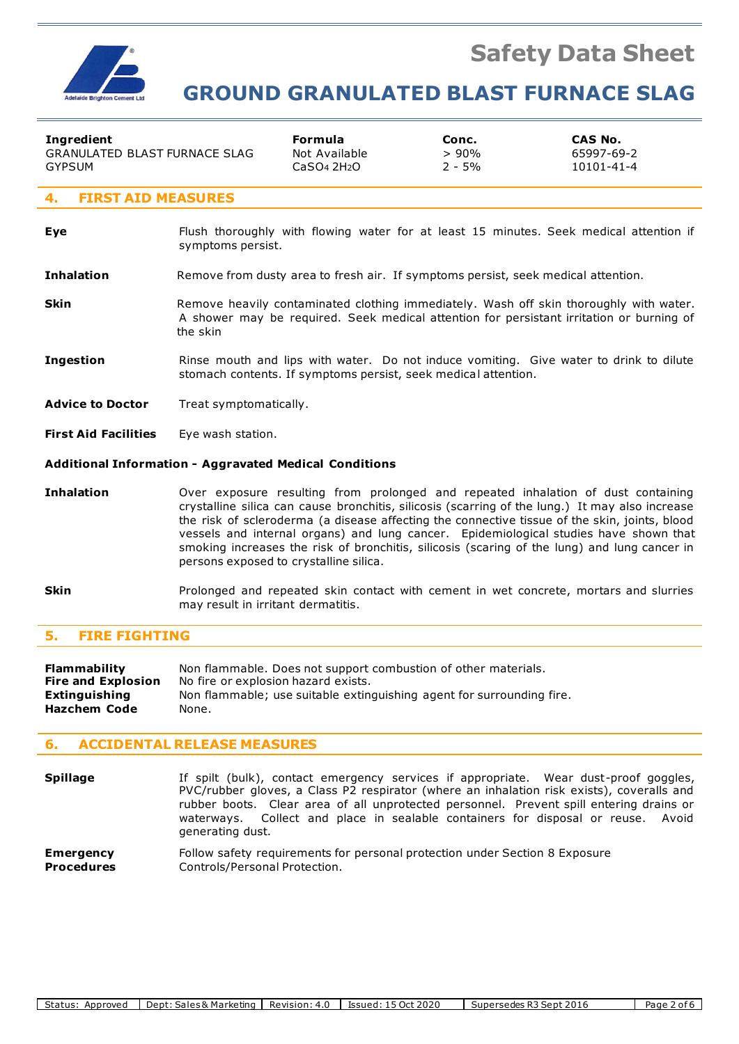| Ingredient | Formula | Conc. | CAS No. |
|---|---|---|---|
| GRANULATED BLAST FURNACE SLAG | Not Available | > 90% | 65997-69-2 |
| GYPSUM | $CaSO_4\ 2H_2O$ | 2 - 5% | 10101-41-4 |

## 4. FIRST AID MEASURES

**Eye** Flush thoroughly with flowing water for at least 15 minutes. Seek medical attention if symptoms persist.

**Inhalation** Remove from dusty area to fresh air. If symptoms persist, seek medical attention.

**Skin** Remove heavily contaminated clothing immediately. Wash off skin thoroughly with water. A shower may be required. Seek medical attention for persistant irritation or burning of the skin

**Ingestion** Rinse mouth and lips with water. Do not induce vomiting. Give water to drink to dilute stomach contents. If symptoms persist, seek medical attention.

**Advice to Doctor** Treat symptomatically.

**First Aid Facilities** Eye wash station.

### Additional Information - Aggravated Medical Conditions

**Inhalation** Over exposure resulting from prolonged and repeated inhalation of dust containing crystalline silica can cause bronchitis, silicosis (scarring of the lung.) It may also increase the risk of scleroderma (a disease affecting the connective tissue of the skin, joints, blood vessels and internal organs) and lung cancer. Epidemiological studies have shown that smoking increases the risk of bronchitis, silicosis (scaring of the lung) and lung cancer in persons exposed to crystalline silica.

**Skin** Prolonged and repeated skin contact with cement in wet concrete, mortars and slurries may result in irritant dermatitis.

## 5. FIRE FIGHTING

**Flammability** Non flammable. Does not support combustion of other materials.
**Fire and Explosion** No fire or explosion hazard exists.
**Extinguishing** Non flammable; use suitable extinguishing agent for surrounding fire.
**Hazchem Code** None.

## 6. ACCIDENTAL RELEASE MEASURES

**Spillage** If spilt (bulk), contact emergency services if appropriate. Wear dust-proof goggles, PVC/rubber gloves, a Class P2 respirator (where an inhalation risk exists), coveralls and rubber boots. Clear area of all unprotected personnel. Prevent spill entering drains or waterways. Collect and place in sealable containers for disposal or reuse. Avoid generating dust.

**Emergency Procedures** Follow safety requirements for personal protection under Section 8 Exposure Controls/Personal Protection.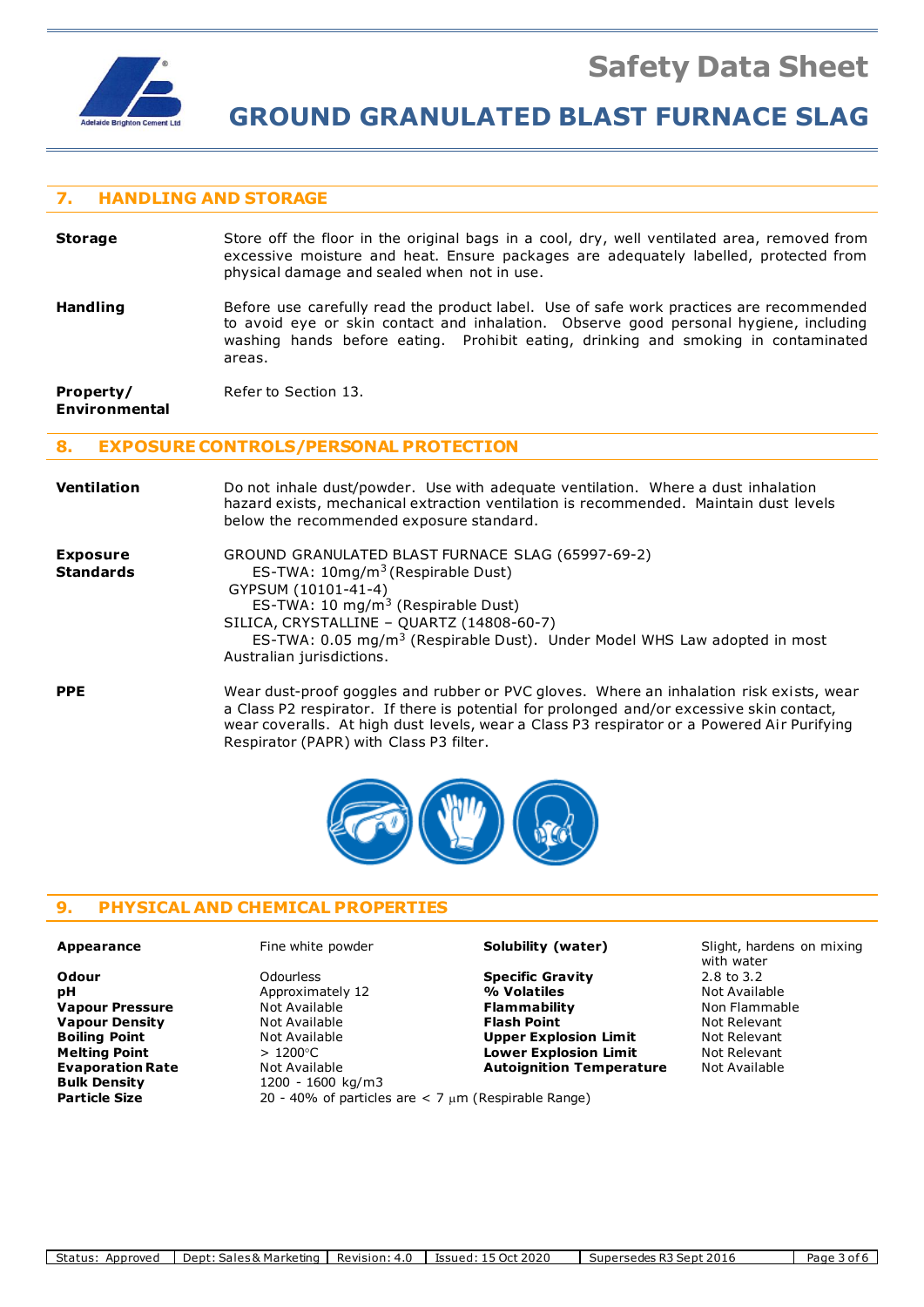## 7. HANDLING AND STORAGE

| | |
|---|---|
| **Storage** | Store off the floor in the original bags in a cool, dry, well ventilated area, removed from excessive moisture and heat. Ensure packages are adequately labelled, protected from physical damage and sealed when not in use. |
| **Handling** | Before use carefully read the product label. Use of safe work practices are recommended to avoid eye or skin contact and inhalation. Observe good personal hygiene, including washing hands before eating. Prohibit eating, drinking and smoking in contaminated areas. |
| **Property/ Environmental** | Refer to Section 13. |

## 8. EXPOSURE CONTROLS/PERSONAL PROTECTION

| | |
|---|---|
| **Ventilation** | Do not inhale dust/powder. Use with adequate ventilation. Where a dust inhalation hazard exists, mechanical extraction ventilation is recommended. Maintain dust levels below the recommended exposure standard. |
| **Exposure Standards** | GROUND GRANULATED BLAST FURNACE SLAG (65997-69-2)<br>ES-TWA: 10mg/m$^3$ (Respirable Dust)<br>GYPSUM (10101-41-4)<br>ES-TWA: 10 mg/m$^3$ (Respirable Dust)<br>SILICA, CRYSTALLINE – QUARTZ (14808-60-7)<br>ES-TWA: 0.05 mg/m$^3$ (Respirable Dust). Under Model WHS Law adopted in most Australian jurisdictions. |
| **PPE** | Wear dust-proof goggles and rubber or PVC gloves. Where an inhalation risk exists, wear a Class P2 respirator. If there is potential for prolonged and/or excessive skin contact, wear coveralls. At high dust levels, wear a Class P3 respirator or a Powered Air Purifying Respirator (PAPR) with Class P3 filter. |

## 9. PHYSICAL AND CHEMICAL PROPERTIES

| | | | |
|---|---|---|---|
| **Appearance** | Fine white powder | **Solubility (water)** | Slight, hardens on mixing with water |
| **Odour** | Odourless | **Specific Gravity** | 2.8 to 3.2 |
| **pH** | Approximately 12 | **% Volatiles** | Not Available |
| **Vapour Pressure** | Not Available | **Flammability** | Non Flammable |
| **Vapour Density** | Not Available | **Flash Point** | Not Relevant |
| **Boiling Point** | Not Available | **Upper Explosion Limit** | Not Relevant |
| **Melting Point** | > 1200°C | **Lower Explosion Limit** | Not Relevant |
| **Evaporation Rate** | Not Available | **Autoignition Temperature** | Not Available |
| **Bulk Density** | 1200 - 1600 kg/m3 | | |
| **Particle Size** | 20 - 40% of particles are < 7 µm (Respirable Range) | | |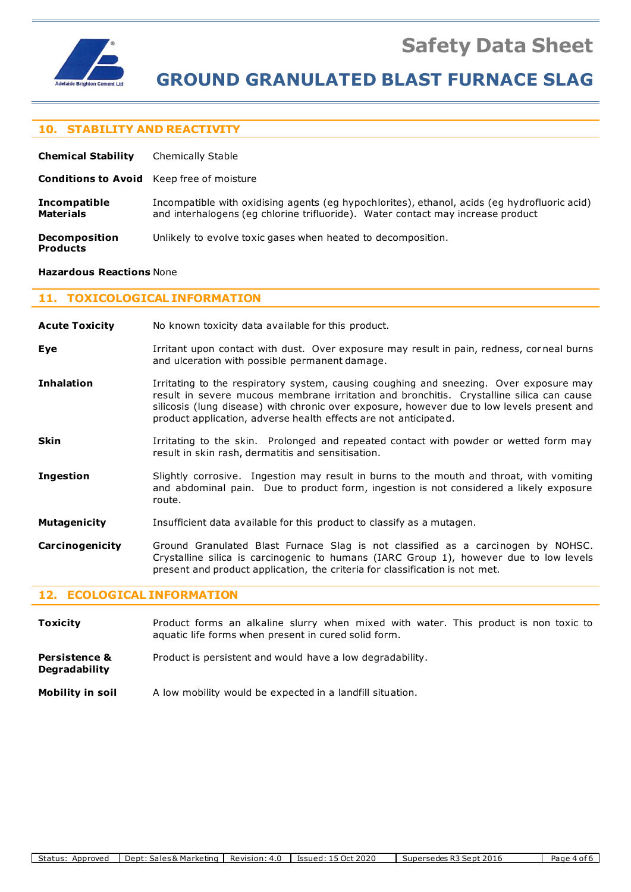## 10. STABILITY AND REACTIVITY

**Chemical Stability** Chemically Stable

**Conditions to Avoid** Keep free of moisture

**Incompatible Materials** Incompatible with oxidising agents (eg hypochlorites), ethanol, acids (eg hydrofluoric acid) and interhalogens (eg chlorine trifluoride). Water contact may increase product

**Decomposition Products** Unlikely to evolve toxic gases when heated to decomposition.

**Hazardous Reactions** None

## 11. TOXICOLOGICAL INFORMATION

**Acute Toxicity** No known toxicity data available for this product.

**Eye** Irritant upon contact with dust. Over exposure may result in pain, redness, corneal burns and ulceration with possible permanent damage.

**Inhalation** Irritating to the respiratory system, causing coughing and sneezing. Over exposure may result in severe mucous membrane irritation and bronchitis. Crystalline silica can cause silicosis (lung disease) with chronic over exposure, however due to low levels present and product application, adverse health effects are not anticipated.

**Skin** Irritating to the skin. Prolonged and repeated contact with powder or wetted form may result in skin rash, dermatitis and sensitisation.

**Ingestion** Slightly corrosive. Ingestion may result in burns to the mouth and throat, with vomiting and abdominal pain. Due to product form, ingestion is not considered a likely exposure route.

**Mutagenicity** Insufficient data available for this product to classify as a mutagen.

**Carcinogenicity** Ground Granulated Blast Furnace Slag is not classified as a carcinogen by NOHSC. Crystalline silica is carcinogenic to humans (IARC Group 1), however due to low levels present and product application, the criteria for classification is not met.

## 12. ECOLOGICAL INFORMATION

**Toxicity** Product forms an alkaline slurry when mixed with water. This product is non toxic to aquatic life forms when present in cured solid form.

**Persistence & Degradability** Product is persistent and would have a low degradability.

**Mobility in soil** A low mobility would be expected in a landfill situation.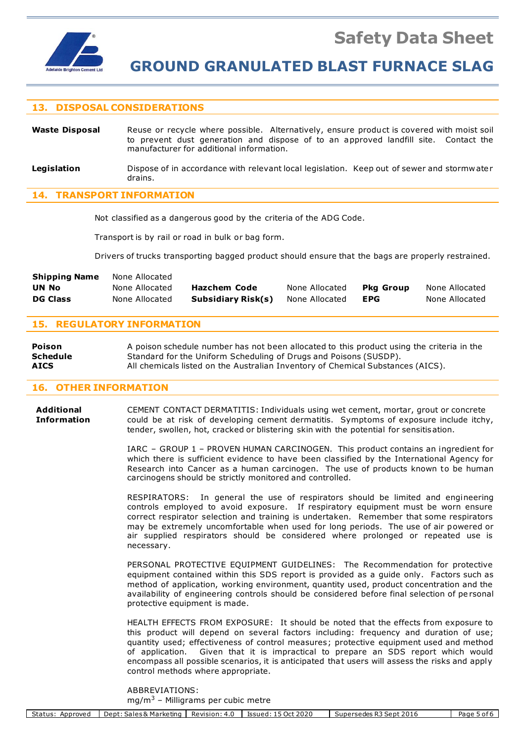## 13. DISPOSAL CONSIDERATIONS

**Waste Disposal** Reuse or recycle where possible. Alternatively, ensure product is covered with moist soil to prevent dust generation and dispose of to an approved landfill site. Contact the manufacturer for additional information.

**Legislation** Dispose of in accordance with relevant local legislation. Keep out of sewer and stormwater drains.

## 14. TRANSPORT INFORMATION

Not classified as a dangerous good by the criteria of the ADG Code.

Transport is by rail or road in bulk or bag form.

Drivers of trucks transporting bagged product should ensure that the bags are properly restrained.

| | | | | | |
|---|---|---|---|---|---|
| **Shipping Name** | None Allocated | | | | |
| **UN No** | None Allocated | **Hazchem Code** | None Allocated | **Pkg Group** | None Allocated |
| **DG Class** | None Allocated | **Subsidiary Risk(s)** | None Allocated | **EPG** | None Allocated |

## 15. REGULATORY INFORMATION

**Poison Schedule** A poison schedule number has not been allocated to this product using the criteria in the Standard for the Uniform Scheduling of Drugs and Poisons (SUSDP).

**AICS** All chemicals listed on the Australian Inventory of Chemical Substances (AICS).

## 16. OTHER INFORMATION

**Additional Information**

CEMENT CONTACT DERMATITIS: Individuals using wet cement, mortar, grout or concrete could be at risk of developing cement dermatitis. Symptoms of exposure include itchy, tender, swollen, hot, cracked or blistering skin with the potential for sensitisation.

IARC – GROUP 1 – PROVEN HUMAN CARCINOGEN. This product contains an ingredient for which there is sufficient evidence to have been classified by the International Agency for Research into Cancer as a human carcinogen. The use of products known to be human carcinogens should be strictly monitored and controlled.

RESPIRATORS: In general the use of respirators should be limited and engineering controls employed to avoid exposure. If respiratory equipment must be worn ensure correct respirator selection and training is undertaken. Remember that some respirators may be extremely uncomfortable when used for long periods. The use of air powered or air supplied respirators should be considered where prolonged or repeated use is necessary.

PERSONAL PROTECTIVE EQUIPMENT GUIDELINES: The Recommendation for protective equipment contained within this SDS report is provided as a guide only. Factors such as method of application, working environment, quantity used, product concentration and the availability of engineering controls should be considered before final selection of personal protective equipment is made.

HEALTH EFFECTS FROM EXPOSURE: It should be noted that the effects from exposure to this product will depend on several factors including: frequency and duration of use; quantity used; effectiveness of control measures; protective equipment used and method of application. Given that it is impractical to prepare an SDS report which would encompass all possible scenarios, it is anticipated that users will assess the risks and apply control methods where appropriate.

ABBREVIATIONS:
$mg/m^3$ – Milligrams per cubic metre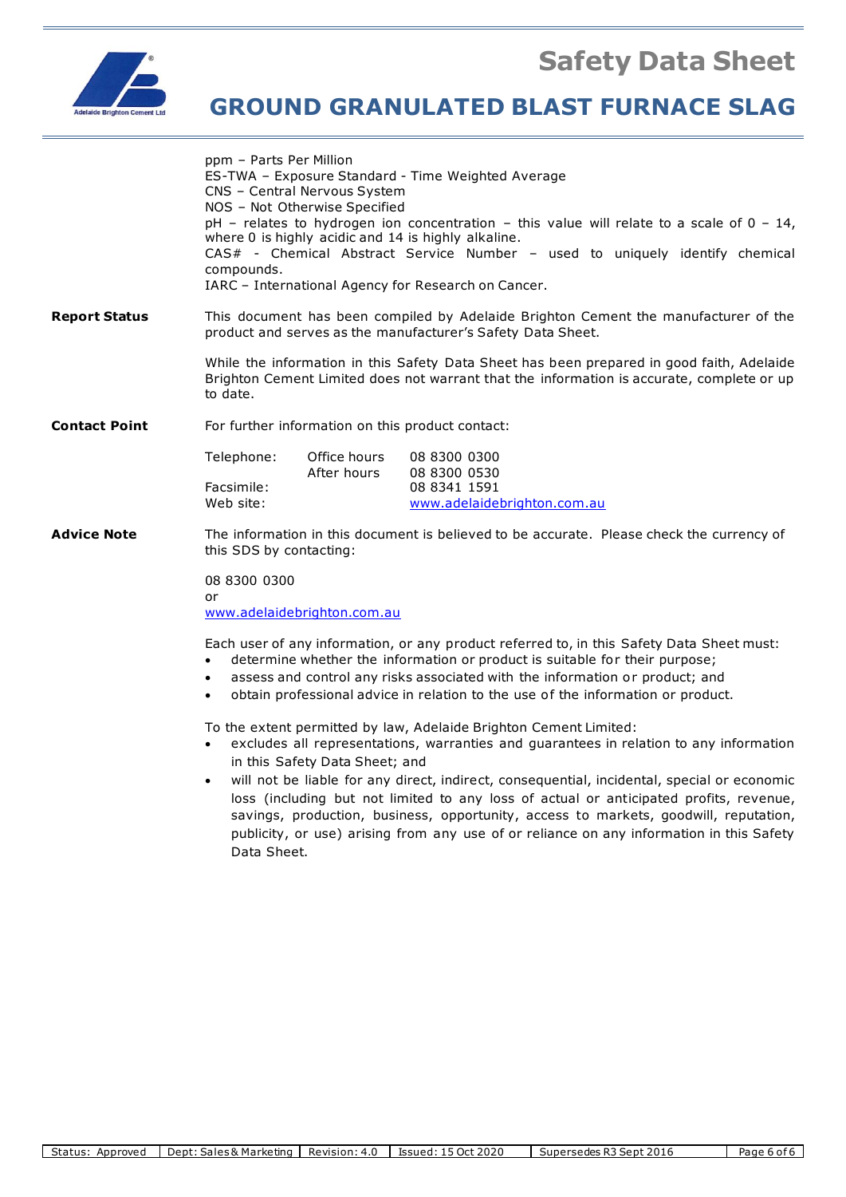ppm – Parts Per Million
ES-TWA – Exposure Standard - Time Weighted Average
CNS – Central Nervous System
NOS – Not Otherwise Specified
pH – relates to hydrogen ion concentration – this value will relate to a scale of 0 – 14, where 0 is highly acidic and 14 is highly alkaline.
CAS# - Chemical Abstract Service Number – used to uniquely identify chemical compounds.
IARC – International Agency for Research on Cancer.

**Report Status**

This document has been compiled by Adelaide Brighton Cement the manufacturer of the product and serves as the manufacturer's Safety Data Sheet.

While the information in this Safety Data Sheet has been prepared in good faith, Adelaide Brighton Cement Limited does not warrant that the information is accurate, complete or up to date.

**Contact Point**

For further information on this product contact:

| | | |
|---|---|---|
| Telephone: | Office hours | 08 8300 0300 |
| | After hours | 08 8300 0530 |
| Facsimile: | | 08 8341 1591 |
| Web site: | | www.adelaidebrighton.com.au |

**Advice Note**

The information in this document is believed to be accurate. Please check the currency of this SDS by contacting:

08 8300 0300
or
www.adelaidebrighton.com.au

Each user of any information, or any product referred to, in this Safety Data Sheet must:

- determine whether the information or product is suitable for their purpose;
- assess and control any risks associated with the information or product; and
- obtain professional advice in relation to the use of the information or product.

To the extent permitted by law, Adelaide Brighton Cement Limited:

- excludes all representations, warranties and guarantees in relation to any information in this Safety Data Sheet; and
- will not be liable for any direct, indirect, consequential, incidental, special or economic loss (including but not limited to any loss of actual or anticipated profits, revenue, savings, production, business, opportunity, access to markets, goodwill, reputation, publicity, or use) arising from any use of or reliance on any information in this Safety Data Sheet.